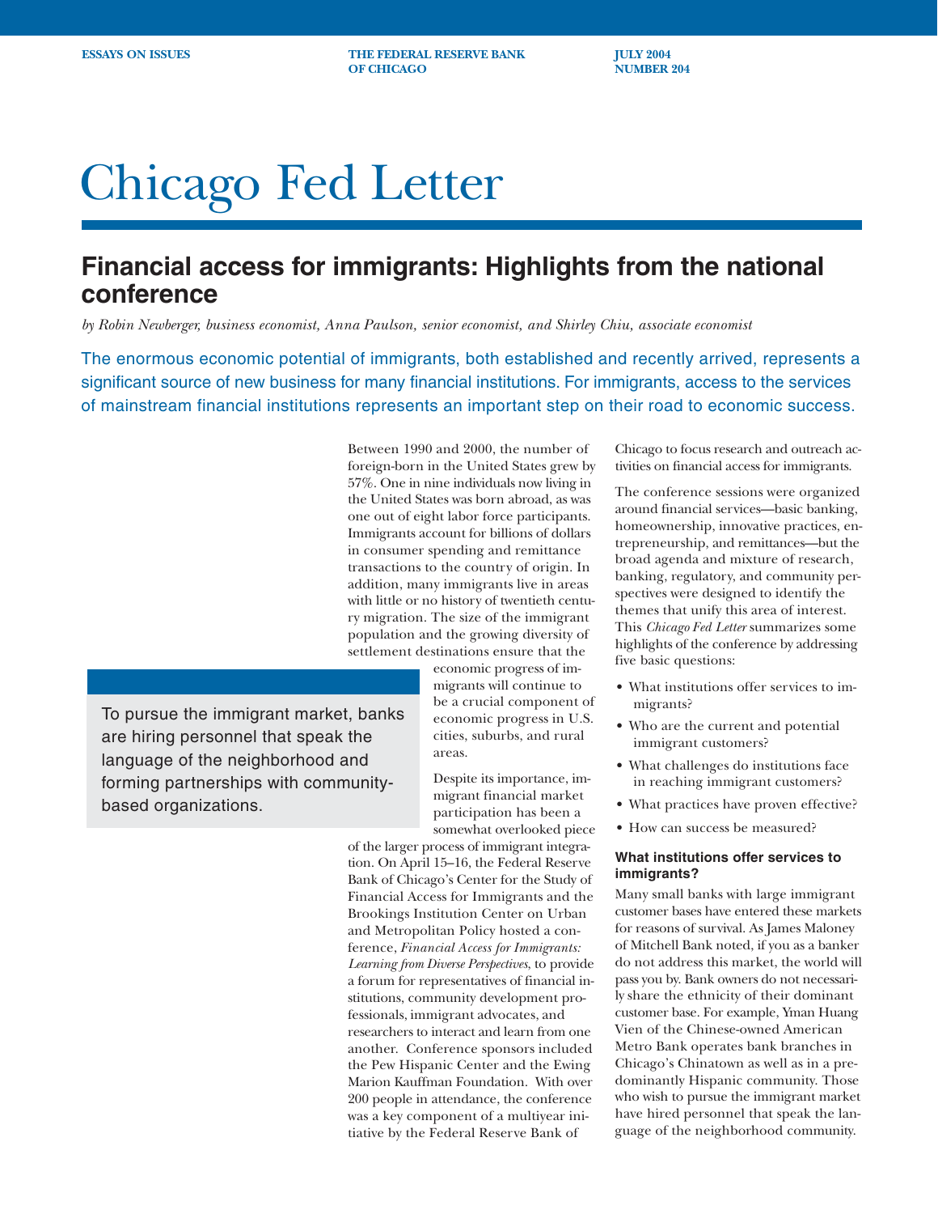ESSAYS ON ISSUES | THE FEDERAL RESERVE BANK OF CHICAGO | JULY 2004 NUMBER 204

# Chicago Fed Letter

## Financial access for immigrants: Highlights from the national conference

*by Robin Newberger, business economist, Anna Paulson, senior economist, and Shirley Chiu, associate economist*

The enormous economic potential of immigrants, both established and recently arrived, represents a significant source of new business for many financial institutions. For immigrants, access to the services of mainstream financial institutions represents an important step on their road to economic success.

Between 1990 and 2000, the number of foreign-born in the United States grew by 57%. One in nine individuals now living in the United States was born abroad, as was one out of eight labor force participants. Immigrants account for billions of dollars in consumer spending and remittance transactions to the country of origin. In addition, many immigrants live in areas with little or no history of twentieth century migration. The size of the immigrant population and the growing diversity of settlement destinations ensure that the economic progress of immigrants will continue to be a crucial component of economic progress in U.S. cities, suburbs, and rural areas.

Despite its importance, immigrant financial market participation has been a somewhat overlooked piece of the larger process of immigrant integration. On April 15–16, the Federal Reserve Bank of Chicago's Center for the Study of Financial Access for Immigrants and the Brookings Institution Center on Urban and Metropolitan Policy hosted a conference, *Financial Access for Immigrants: Learning from Diverse Perspectives*, to provide a forum for representatives of financial institutions, community development professionals, immigrant advocates, and researchers to interact and learn from one another. Conference sponsors included the Pew Hispanic Center and the Ewing Marion Kauffman Foundation. With over 200 people in attendance, the conference was a key component of a multiyear initiative by the Federal Reserve Bank of Chicago to focus research and outreach activities on financial access for immigrants.

> To pursue the immigrant market, banks are hiring personnel that speak the language of the neighborhood and forming partnerships with community-based organizations.

The conference sessions were organized around financial services—basic banking, homeownership, innovative practices, entrepreneurship, and remittances—but the broad agenda and mixture of research, banking, regulatory, and community perspectives were designed to identify the themes that unify this area of interest. This *Chicago Fed Letter* summarizes some highlights of the conference by addressing five basic questions:

- What institutions offer services to immigrants?
- Who are the current and potential immigrant customers?
- What challenges do institutions face in reaching immigrant customers?
- What practices have proven effective?
- How can success be measured?

### What institutions offer services to immigrants?

Many small banks with large immigrant customer bases have entered these markets for reasons of survival. As James Maloney of Mitchell Bank noted, if you as a banker do not address this market, the world will pass you by. Bank owners do not necessarily share the ethnicity of their dominant customer base. For example, Yman Huang Vien of the Chinese-owned American Metro Bank operates bank branches in Chicago's Chinatown as well as in a predominantly Hispanic community. Those who wish to pursue the immigrant market have hired personnel that speak the language of the neighborhood community.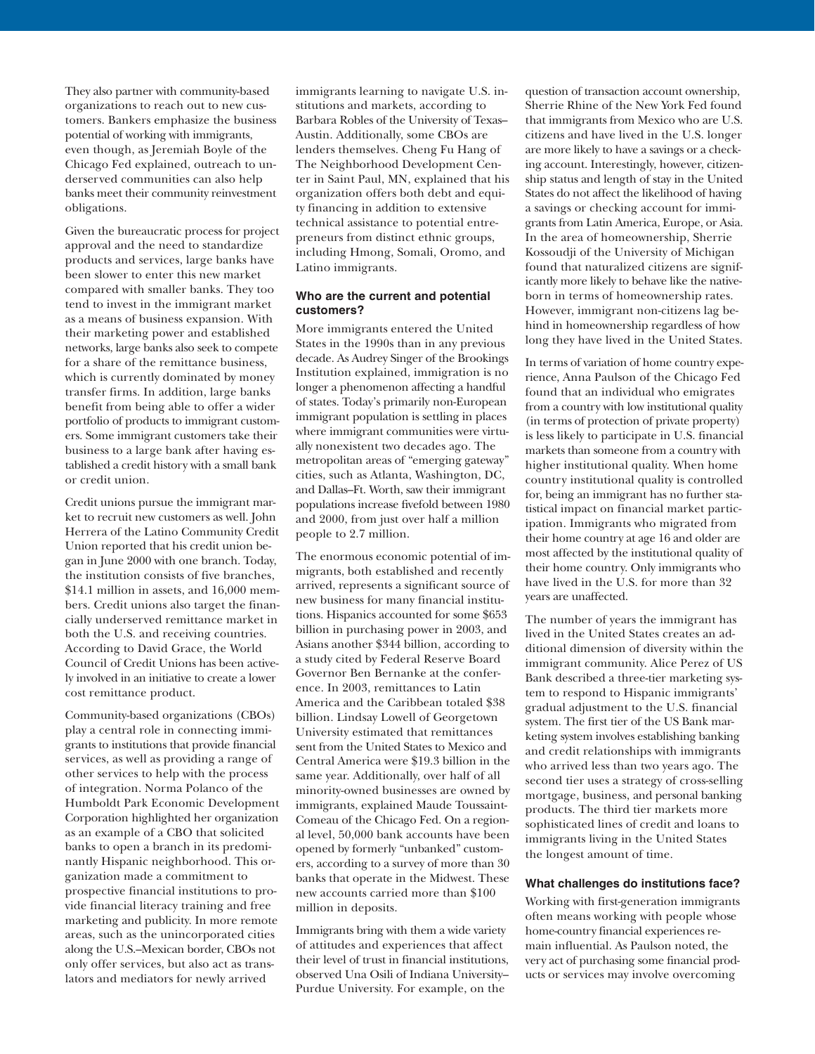They also partner with community-based organizations to reach out to new customers. Bankers emphasize the business potential of working with immigrants, even though, as Jeremiah Boyle of the Chicago Fed explained, outreach to underserved communities can also help banks meet their community reinvestment obligations.

Given the bureaucratic process for project approval and the need to standardize products and services, large banks have been slower to enter this new market compared with smaller banks. They too tend to invest in the immigrant market as a means of business expansion. With their marketing power and established networks, large banks also seek to compete for a share of the remittance business, which is currently dominated by money transfer firms. In addition, large banks benefit from being able to offer a wider portfolio of products to immigrant customers. Some immigrant customers take their business to a large bank after having established a credit history with a small bank or credit union.

Credit unions pursue the immigrant market to recruit new customers as well. John Herrera of the Latino Community Credit Union reported that his credit union began in June 2000 with one branch. Today, the institution consists of five branches, $14.1 million in assets, and 16,000 members. Credit unions also target the financially underserved remittance market in both the U.S. and receiving countries. According to David Grace, the World Council of Credit Unions has been actively involved in an initiative to create a lower cost remittance product.

Community-based organizations (CBOs) play a central role in connecting immigrants to institutions that provide financial services, as well as providing a range of other services to help with the process of integration. Norma Polanco of the Humboldt Park Economic Development Corporation highlighted her organization as an example of a CBO that solicited banks to open a branch in its predominantly Hispanic neighborhood. This organization made a commitment to prospective financial institutions to provide financial literacy training and free marketing and publicity. In more remote areas, such as the unincorporated cities along the U.S.–Mexican border, CBOs not only offer services, but also act as translators and mediators for newly arrived immigrants learning to navigate U.S. institutions and markets, according to Barbara Robles of the University of Texas–Austin. Additionally, some CBOs are lenders themselves. Cheng Fu Hang of The Neighborhood Development Center in Saint Paul, MN, explained that his organization offers both debt and equity financing in addition to extensive technical assistance to potential entrepreneurs from distinct ethnic groups, including Hmong, Somali, Oromo, and Latino immigrants.

### Who are the current and potential customers?

More immigrants entered the United States in the 1990s than in any previous decade. As Audrey Singer of the Brookings Institution explained, immigration is no longer a phenomenon affecting a handful of states. Today's primarily non-European immigrant population is settling in places where immigrant communities were virtually nonexistent two decades ago. The metropolitan areas of "emerging gateway" cities, such as Atlanta, Washington, DC, and Dallas–Ft. Worth, saw their immigrant populations increase fivefold between 1980 and 2000, from just over half a million people to 2.7 million.

The enormous economic potential of immigrants, both established and recently arrived, represents a significant source of new business for many financial institutions. Hispanics accounted for some $653 billion in purchasing power in 2003, and Asians another $344 billion, according to a study cited by Federal Reserve Board Governor Ben Bernanke at the conference. In 2003, remittances to Latin America and the Caribbean totaled $38 billion. Lindsay Lowell of Georgetown University estimated that remittances sent from the United States to Mexico and Central America were $19.3 billion in the same year. Additionally, over half of all minority-owned businesses are owned by immigrants, explained Maude Toussaint-Comeau of the Chicago Fed. On a regional level, 50,000 bank accounts have been opened by formerly "unbanked" customers, according to a survey of more than 30 banks that operate in the Midwest. These new accounts carried more than $100 million in deposits.

Immigrants bring with them a wide variety of attitudes and experiences that affect their level of trust in financial institutions, observed Una Osili of Indiana University–Purdue University. For example, on the question of transaction account ownership, Sherrie Rhine of the New York Fed found that immigrants from Mexico who are U.S. citizens and have lived in the U.S. longer are more likely to have a savings or a checking account. Interestingly, however, citizenship status and length of stay in the United States do not affect the likelihood of having a savings or checking account for immigrants from Latin America, Europe, or Asia. In the area of homeownership, Sherrie Kossoudji of the University of Michigan found that naturalized citizens are significantly more likely to behave like the native-born in terms of homeownership rates. However, immigrant non-citizens lag behind in homeownership regardless of how long they have lived in the United States.

In terms of variation of home country experience, Anna Paulson of the Chicago Fed found that an individual who emigrates from a country with low institutional quality (in terms of protection of private property) is less likely to participate in U.S. financial markets than someone from a country with higher institutional quality. When home country institutional quality is controlled for, being an immigrant has no further statistical impact on financial market participation. Immigrants who migrated from their home country at age 16 and older are most affected by the institutional quality of their home country. Only immigrants who have lived in the U.S. for more than 32 years are unaffected.

The number of years the immigrant has lived in the United States creates an additional dimension of diversity within the immigrant community. Alice Perez of US Bank described a three-tier marketing system to respond to Hispanic immigrants' gradual adjustment to the U.S. financial system. The first tier of the US Bank marketing system involves establishing banking and credit relationships with immigrants who arrived less than two years ago. The second tier uses a strategy of cross-selling mortgage, business, and personal banking products. The third tier markets more sophisticated lines of credit and loans to immigrants living in the United States the longest amount of time.

### What challenges do institutions face?

Working with first-generation immigrants often means working with people whose home-country financial experiences remain influential. As Paulson noted, the very act of purchasing some financial products or services may involve overcoming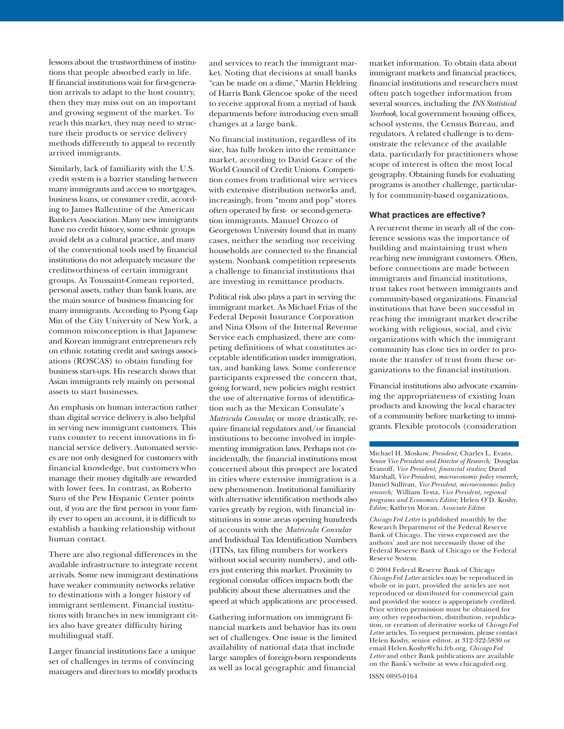lessons about the trustworthiness of institutions that people absorbed early in life. If financial institutions wait for first-generation arrivals to adapt to the host country, then they may miss out on an important and growing segment of the market. To reach this market, they may need to structure their products or service delivery methods differently to appeal to recently arrived immigrants.

Similarly, lack of familiarity with the U.S. credit system is a barrier standing between many immigrants and access to mortgages, business loans, or consumer credit, according to James Ballentine of the American Bankers Association. Many new immigrants have no credit history, some ethnic groups avoid debt as a cultural practice, and many of the conventional tools used by financial institutions do not adequately measure the creditworthiness of certain immigrant groups. As Toussaint-Comeau reported, personal assets, rather than bank loans, are the main source of business financing for many immigrants. According to Pyong Gap Min of the City University of New York, a common misconception is that Japanese and Korean immigrant entrepreneurs rely on ethnic rotating credit and savings associations (ROSCAS) to obtain funding for business start-ups. His research shows that Asian immigrants rely mainly on personal assets to start businesses.

An emphasis on human interaction rather than digital service delivery is also helpful in serving new immigrant customers. This runs counter to recent innovations in financial service delivery. Automated services are not only designed for customers with financial knowledge, but customers who manage their money digitally are rewarded with lower fees. In contrast, as Roberto Suro of the Pew Hispanic Center points out, if you are the first person in your family ever to open an account, it is difficult to establish a banking relationship without human contact.

There are also regional differences in the available infrastructure to integrate recent arrivals. Some new immigrant destinations have weaker community networks relative to destinations with a longer history of immigrant settlement. Financial institutions with branches in new immigrant cities also have greater difficulty hiring multilingual staff.

Larger financial institutions face a unique set of challenges in terms of convincing managers and directors to modify products and services to reach the immigrant market. Noting that decisions at small banks "can be made on a dime," Martin Heldring of Harris Bank Glencoe spoke of the need to receive approval from a myriad of bank departments before introducing even small changes at a large bank.

No financial institution, regardless of its size, has fully broken into the remittance market, according to David Grace of the World Council of Credit Unions. Competition comes from traditional wire services with extensive distribution networks and, increasingly, from "mom and pop" stores often operated by first- or second-generation immigrants. Manuel Orozco of Georgetown University found that in many cases, neither the sending nor receiving households are connected to the financial system. Nonbank competition represents a challenge to financial institutions that are investing in remittance products.

Political risk also plays a part in serving the immigrant market. As Michael Frias of the Federal Deposit Insurance Corporation and Nina Olson of the Internal Revenue Service each emphasized, there are competing definitions of what constitutes acceptable identification under immigration, tax, and banking laws. Some conference participants expressed the concern that, going forward, new policies might restrict the use of alternative forms of identification such as the Mexican Consulate's *Matricula Consular,* or more drastically, require financial regulators and/or financial institutions to become involved in implementing immigration laws. Perhaps not coincidentally, the financial institutions most concerned about this prospect are located in cities where extensive immigration is a new phenomenon. Institutional familiarity with alternative identification methods also varies greatly by region, with financial institutions in some areas opening hundreds of accounts with the *Matricula Consular* and Individual Tax Identification Numbers (ITINs, tax filing numbers for workers without social security numbers), and others just entering this market. Proximity to regional consular offices impacts both the publicity about these alternatives and the speed at which applications are processed.

Gathering information on immigrant financial markets and behavior has its own set of challenges. One issue is the limited availability of national data that include large samples of foreign-born respondents as well as local geographic and financial market information. To obtain data about immigrant markets and financial practices, financial institutions and researchers must often patch together information from several sources, including the *INS Statistical Yearbook,* local government housing offices, school systems, the Census Bureau, and regulators. A related challenge is to demonstrate the relevance of the available data, particularly for practitioners whose scope of interest is often the most local geography. Obtaining funds for evaluating programs is another challenge, particularly for community-based organizations.

#### What practices are effective?

A recurrent theme in nearly all of the conference sessions was the importance of building and maintaining trust when reaching new immigrant customers. Often, before connections are made between immigrants and financial institutions, trust takes root between immigrants and community-based organizations. Financial institutions that have been successful in reaching the immigrant market describe working with religious, social, and civic organizations with which the immigrant community has close ties in order to promote the transfer of trust from these organizations to the financial institution.

Financial institutions also advocate examining the appropriateness of existing loan products and knowing the local character of a community before marketing to immigrants. Flexible protocols (consideration

---

Michael H. Moskow, *President;* Charles L. Evans, *Senior Vice President and Director of Research;* Douglas Evanoff, *Vice President, financial studies;* David Marshall, *Vice President, macroeconomic policy research;* Daniel Sullivan, *Vice President, microeconomic policy research;* William Testa, *Vice President, regional programs and Economics Editor;* Helen O'D. Koshy, *Editor;* Kathryn Moran, *Associate Editor.*

*Chicago Fed Letter* is published monthly by the Research Department of the Federal Reserve Bank of Chicago. The views expressed are the authors' and are not necessarily those of the Federal Reserve Bank of Chicago or the Federal Reserve System.

© 2004 Federal Reserve Bank of Chicago
*Chicago Fed Letter* articles may be reproduced in whole or in part, provided the articles are not reproduced or distributed for commercial gain and provided the source is appropriately credited. Prior written permission must be obtained for any other reproduction, distribution, republication, or creation of derivative works of *Chicago Fed Letter* articles. To request permission, please contact Helen Koshy, senior editor, at 312-322-5830 or email Helen.Koshy@chi.frb.org. *Chicago Fed Letter* and other Bank publications are available on the Bank's website at www.chicagofed.org.

ISSN 0895-0164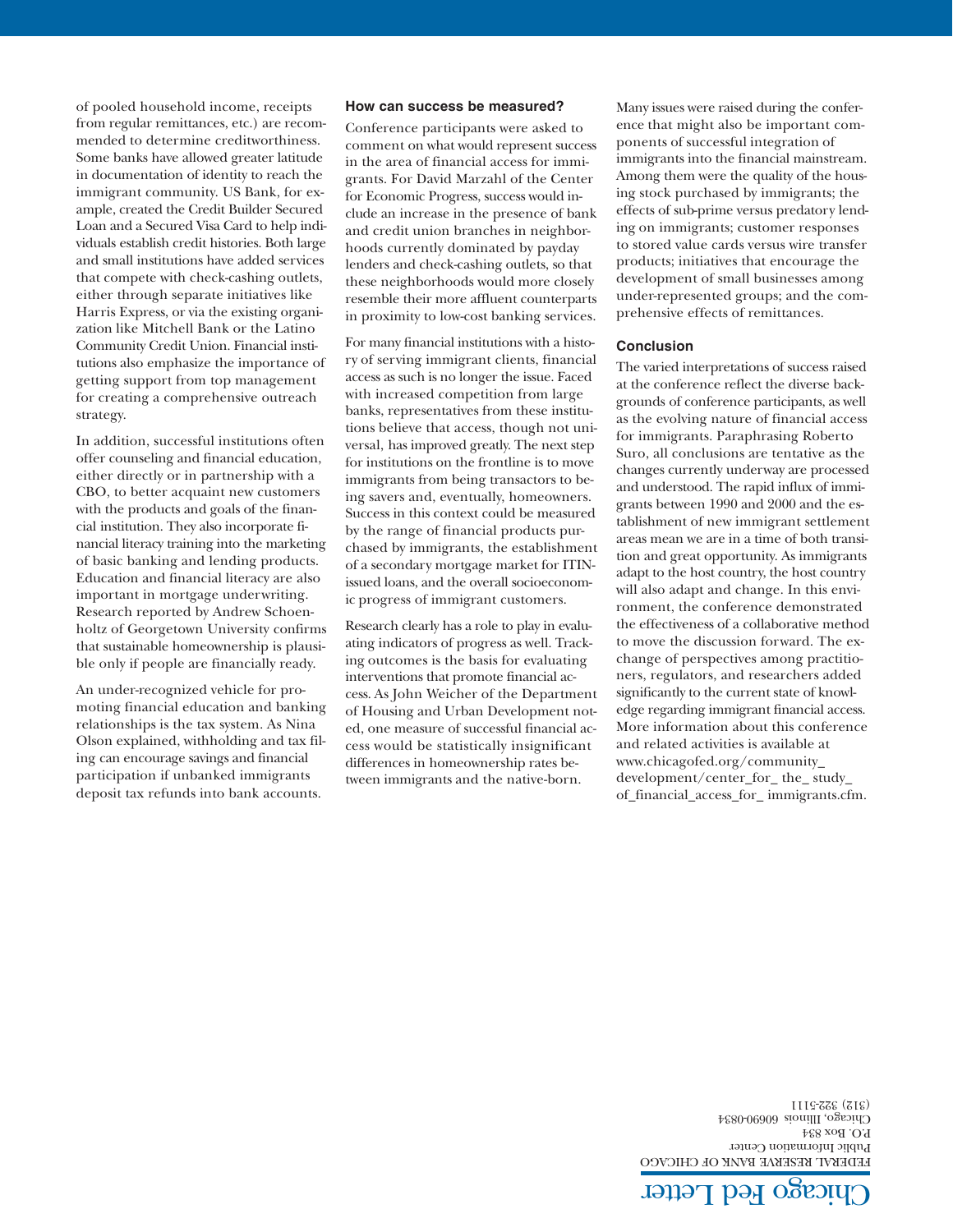of pooled household income, receipts from regular remittances, etc.) are recommended to determine creditworthiness. Some banks have allowed greater latitude in documentation of identity to reach the immigrant community. US Bank, for example, created the Credit Builder Secured Loan and a Secured Visa Card to help individuals establish credit histories. Both large and small institutions have added services that compete with check-cashing outlets, either through separate initiatives like Harris Express, or via the existing organization like Mitchell Bank or the Latino Community Credit Union. Financial institutions also emphasize the importance of getting support from top management for creating a comprehensive outreach strategy.

In addition, successful institutions often offer counseling and financial education, either directly or in partnership with a CBO, to better acquaint new customers with the products and goals of the financial institution. They also incorporate financial literacy training into the marketing of basic banking and lending products. Education and financial literacy are also important in mortgage underwriting. Research reported by Andrew Schoenholtz of Georgetown University confirms that sustainable homeownership is plausible only if people are financially ready.

An under-recognized vehicle for promoting financial education and banking relationships is the tax system. As Nina Olson explained, withholding and tax filing can encourage savings and financial participation if unbanked immigrants deposit tax refunds into bank accounts.

### How can success be measured?

Conference participants were asked to comment on what would represent success in the area of financial access for immigrants. For David Marzahl of the Center for Economic Progress, success would include an increase in the presence of bank and credit union branches in neighborhoods currently dominated by payday lenders and check-cashing outlets, so that these neighborhoods would more closely resemble their more affluent counterparts in proximity to low-cost banking services.

For many financial institutions with a history of serving immigrant clients, financial access as such is no longer the issue. Faced with increased competition from large banks, representatives from these institutions believe that access, though not universal, has improved greatly. The next step for institutions on the frontline is to move immigrants from being transactors to being savers and, eventually, homeowners. Success in this context could be measured by the range of financial products purchased by immigrants, the establishment of a secondary mortgage market for ITIN-issued loans, and the overall socioeconomic progress of immigrant customers.

Research clearly has a role to play in evaluating indicators of progress as well. Tracking outcomes is the basis for evaluating interventions that promote financial access. As John Weicher of the Department of Housing and Urban Development noted, one measure of successful financial access would be statistically insignificant differences in homeownership rates between immigrants and the native-born.

Many issues were raised during the conference that might also be important components of successful integration of immigrants into the financial mainstream. Among them were the quality of the housing stock purchased by immigrants; the effects of sub-prime versus predatory lending on immigrants; customer responses to stored value cards versus wire transfer products; initiatives that encourage the development of small businesses among under-represented groups; and the comprehensive effects of remittances.

### Conclusion

The varied interpretations of success raised at the conference reflect the diverse backgrounds of conference participants, as well as the evolving nature of financial access for immigrants. Paraphrasing Roberto Suro, all conclusions are tentative as the changes currently underway are processed and understood. The rapid influx of immigrants between 1990 and 2000 and the establishment of new immigrant settlement areas mean we are in a time of both transition and great opportunity. As immigrants adapt to the host country, the host country will also adapt and change. In this environment, the conference demonstrated the effectiveness of a collaborative method to move the discussion forward. The exchange of perspectives among practitioners, regulators, and researchers added significantly to the current state of knowledge regarding immigrant financial access. More information about this conference and related activities is available at www.chicagofed.org/community_development/center_for_the_study_of_financial_access_for_immigrants.cfm.

Chicago Fed Letter

FEDERAL RESERVE BANK OF CHICAGO
Public Information Center
P.O. Box 834
Chicago, Illinois 60690-0834
(312) 322-5111